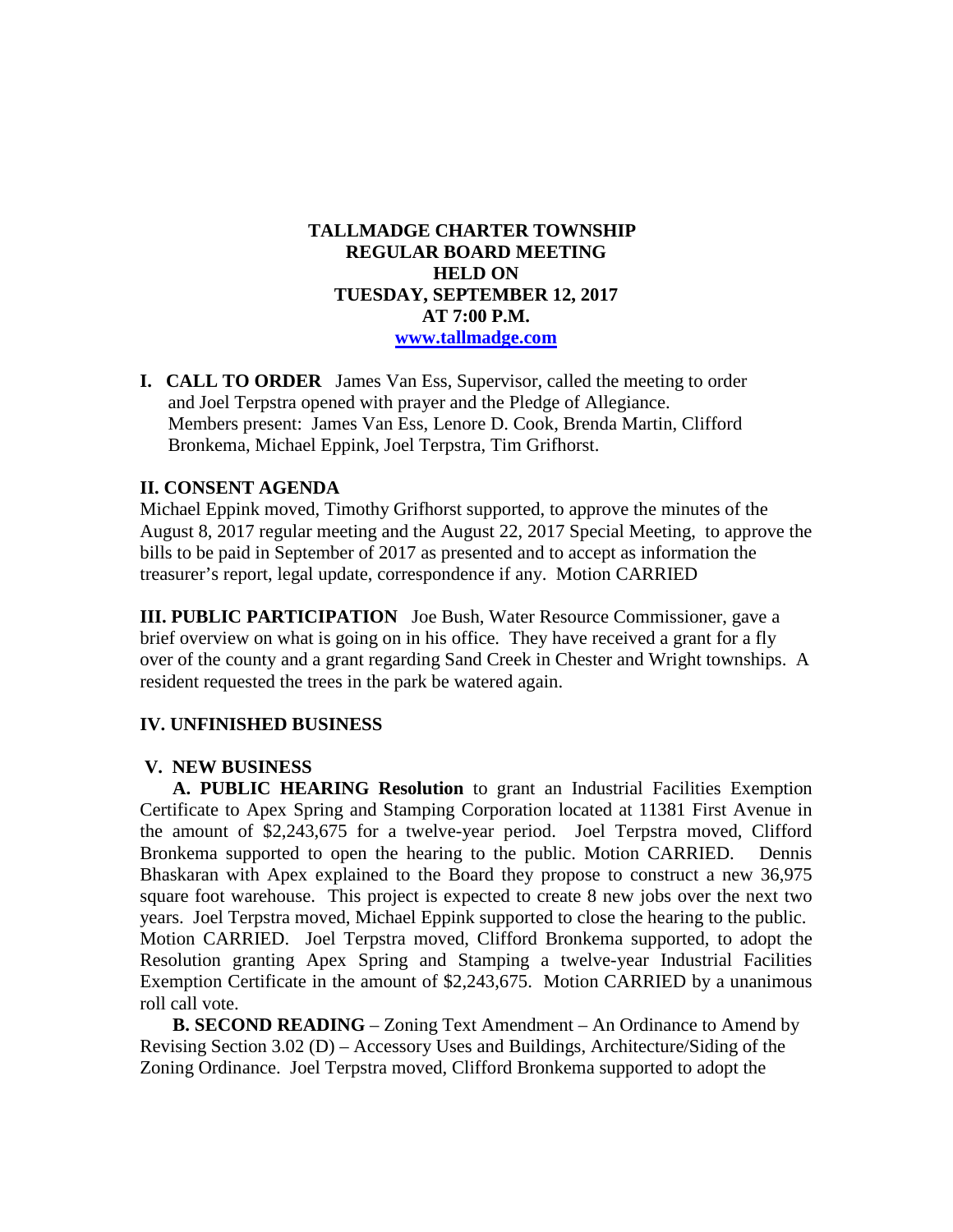**TALLMADGE CHARTER TOWNSHIP**
**REGULAR BOARD MEETING**
**HELD ON**
**TUESDAY, SEPTEMBER 12, 2017**
**AT 7:00 P.M.**
**www.tallmadge.com**

**I. CALL TO ORDER** James Van Ess, Supervisor, called the meeting to order and Joel Terpstra opened with prayer and the Pledge of Allegiance. Members present: James Van Ess, Lenore D. Cook, Brenda Martin, Clifford Bronkema, Michael Eppink, Joel Terpstra, Tim Grifhorst.

**II. CONSENT AGENDA**

Michael Eppink moved, Timothy Grifhorst supported, to approve the minutes of the August 8, 2017 regular meeting and the August 22, 2017 Special Meeting, to approve the bills to be paid in September of 2017 as presented and to accept as information the treasurer's report, legal update, correspondence if any. Motion CARRIED

**III. PUBLIC PARTICIPATION** Joe Bush, Water Resource Commissioner, gave a brief overview on what is going on in his office. They have received a grant for a fly over of the county and a grant regarding Sand Creek in Chester and Wright townships. A resident requested the trees in the park be watered again.

**IV. UNFINISHED BUSINESS**

**V. NEW BUSINESS**

**A. PUBLIC HEARING Resolution** to grant an Industrial Facilities Exemption Certificate to Apex Spring and Stamping Corporation located at 11381 First Avenue in the amount of $2,243,675 for a twelve-year period. Joel Terpstra moved, Clifford Bronkema supported to open the hearing to the public. Motion CARRIED. Dennis Bhaskaran with Apex explained to the Board they propose to construct a new 36,975 square foot warehouse. This project is expected to create 8 new jobs over the next two years. Joel Terpstra moved, Michael Eppink supported to close the hearing to the public. Motion CARRIED. Joel Terpstra moved, Clifford Bronkema supported, to adopt the Resolution granting Apex Spring and Stamping a twelve-year Industrial Facilities Exemption Certificate in the amount of $2,243,675. Motion CARRIED by a unanimous roll call vote.

**B. SECOND READING** – Zoning Text Amendment – An Ordinance to Amend by Revising Section 3.02 (D) – Accessory Uses and Buildings, Architecture/Siding of the Zoning Ordinance. Joel Terpstra moved, Clifford Bronkema supported to adopt the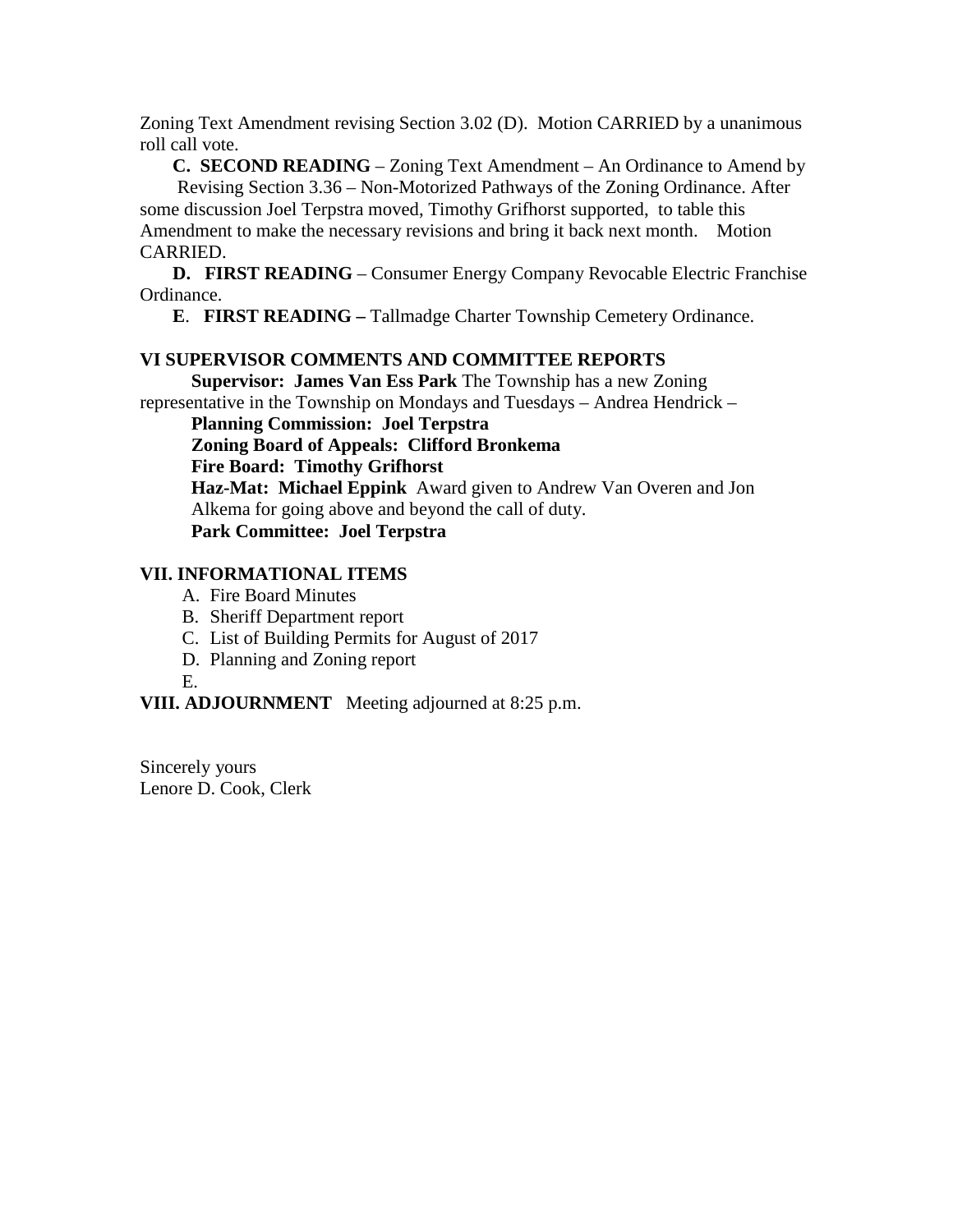Zoning Text Amendment revising Section 3.02 (D). Motion CARRIED by a unanimous roll call vote.

**C. SECOND READING** – Zoning Text Amendment – An Ordinance to Amend by Revising Section 3.36 – Non-Motorized Pathways of the Zoning Ordinance. After some discussion Joel Terpstra moved, Timothy Grifhorst supported, to table this Amendment to make the necessary revisions and bring it back next month. Motion CARRIED.

**D. FIRST READING** – Consumer Energy Company Revocable Electric Franchise Ordinance.

**E**. **FIRST READING –** Tallmadge Charter Township Cemetery Ordinance.

## VI SUPERVISOR COMMENTS AND COMMITTEE REPORTS

**Supervisor: James Van Ess Park** The Township has a new Zoning representative in the Township on Mondays and Tuesdays – Andrea Hendrick –

**Planning Commission: Joel Terpstra**

**Zoning Board of Appeals: Clifford Bronkema**

**Fire Board: Timothy Grifhorst**

**Haz-Mat: Michael Eppink** Award given to Andrew Van Overen and Jon Alkema for going above and beyond the call of duty.

**Park Committee: Joel Terpstra**

## VII. INFORMATIONAL ITEMS

A. Fire Board Minutes
B. Sheriff Department report
C. List of Building Permits for August of 2017
D. Planning and Zoning report
E.

**VIII. ADJOURNMENT** Meeting adjourned at 8:25 p.m.

Sincerely yours
Lenore D. Cook, Clerk